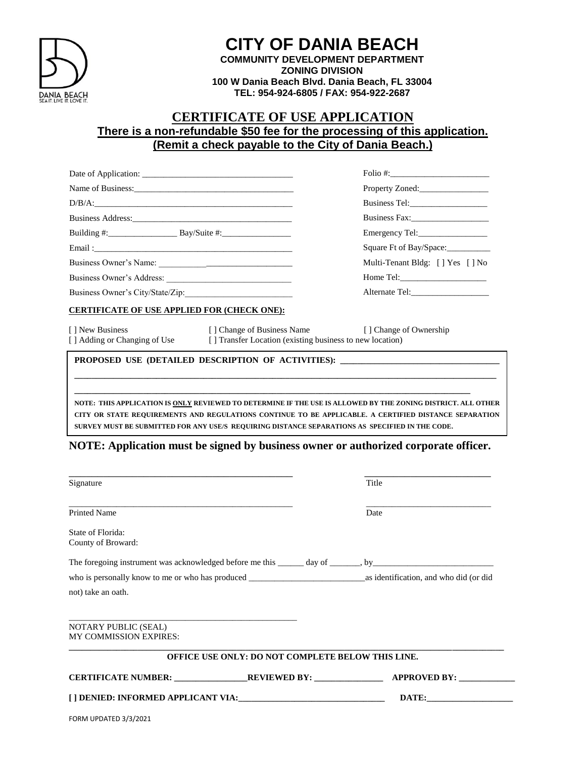# CITY OF DANIA BEACH

**COMMUNITY DEVELOPMENT DEPARTMENT**
**ZONING DIVISION**
**100 W Dania Beach Blvd. Dania Beach, FL 33004**
**TEL: 954-924-6805 / FAX: 954-922-2687**

## CERTIFICATE OF USE APPLICATION

**There is a non-refundable $50 fee for the processing of this application.**
**(Remit a check payable to the City of Dania Beach.)**

Date of Application: ___________________________________

Name of Business: _____________________________________

D/B/A: _______________________________________________

Business Address: ______________________________________

Building #: ________________ Bay/Suite #: ________________

Email : _______________________________________________

Business Owner's Name: ________________________________

Business Owner's Address: ______________________________

Business Owner's City/State/Zip: __________________________

Folio #: _______________________

Property Zoned: ________________

Business Tel: __________________

Business Fax: __________________

Emergency Tel: ________________

Square Ft of Bay/Space: __________

Multi-Tenant Bldg: [ ] Yes [ ] No

Home Tel: ____________________

Alternate Tel: __________________

**CERTIFICATE OF USE APPLIED FOR (CHECK ONE):**

[ ] New Business [ ] Change of Business Name [ ] Change of Ownership
[ ] Adding or Changing of Use [ ] Transfer Location (existing business to new location)

**PROPOSED USE (DETAILED DESCRIPTION OF ACTIVITIES):** ___________________________________

_____________________________________________________________________________________

_____________________________________________________________________________________

**NOTE: THIS APPLICATION IS ONLY REVIEWED TO DETERMINE IF THE USE IS ALLOWED BY THE ZONING DISTRICT. ALL OTHER CITY OR STATE REQUIREMENTS AND REGULATIONS CONTINUE TO BE APPLICABLE. A CERTIFIED DISTANCE SEPARATION SURVEY MUST BE SUBMITTED FOR ANY USE/S REQUIRING DISTANCE SEPARATIONS AS SPECIFIED IN THE CODE.**

**NOTE: Application must be signed by business owner or authorized corporate officer.**

___________________________________________ ___________________________
Signature Title

___________________________________________ ___________________________
Printed Name Date

State of Florida:
County of Broward:

The foregoing instrument was acknowledged before me this ______ day of _______, by___________________________

who is personally know to me or who has produced ___________________________as identification, and who did (or did not) take an oath.

___________________________________________
NOTARY PUBLIC (SEAL)
MY COMMISSION EXPIRES:

**OFFICE USE ONLY: DO NOT COMPLETE BELOW THIS LINE.**

**CERTIFICATE NUMBER:** _________________ **REVIEWED BY:** ________________ **APPROVED BY:** _____________

**[ ] DENIED: INFORMED APPLICANT VIA:** _________________________________ **DATE:** ____________________

FORM UPDATED 3/3/2021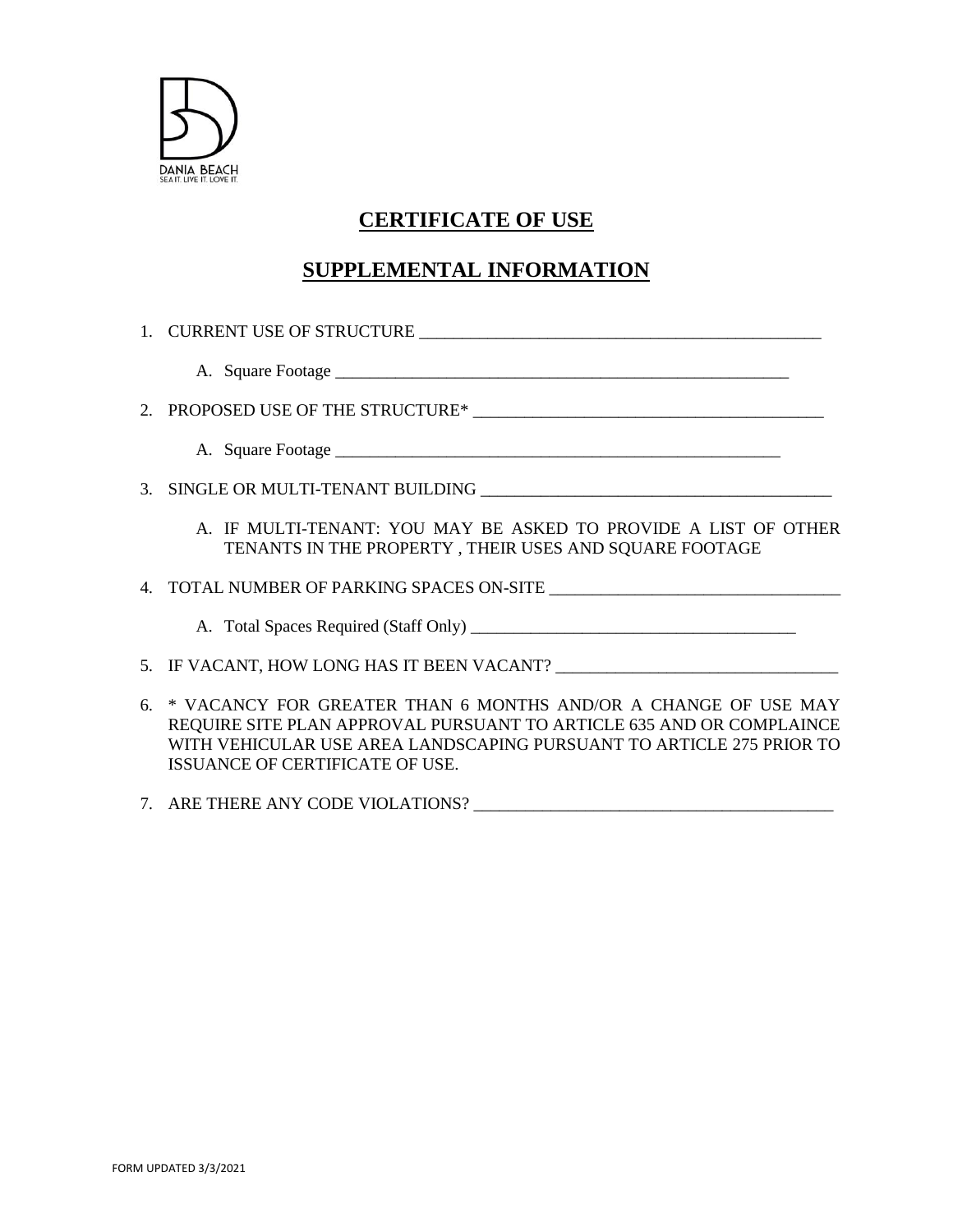DANIA BEACH
SEA IT. LIVE IT. LOVE IT.

# CERTIFICATE OF USE

## SUPPLEMENTAL INFORMATION

1. CURRENT USE OF STRUCTURE _______________________________________________
    A. Square Footage _______________________________________________________
2. PROPOSED USE OF THE STRUCTURE* __________________________________________
    A. Square Footage _______________________________________________________
3. SINGLE OR MULTI-TENANT BUILDING _________________________________________
    A. IF MULTI-TENANT: YOU MAY BE ASKED TO PROVIDE A LIST OF OTHER TENANTS IN THE PROPERTY , THEIR USES AND SQUARE FOOTAGE
4. TOTAL NUMBER OF PARKING SPACES ON-SITE ___________________________________
    A. Total Spaces Required (Staff Only) ______________________________________
5. IF VACANT, HOW LONG HAS IT BEEN VACANT? __________________________________
6. * VACANCY FOR GREATER THAN 6 MONTHS AND/OR A CHANGE OF USE MAY REQUIRE SITE PLAN APPROVAL PURSUANT TO ARTICLE 635 AND OR COMPLAINCE WITH VEHICULAR USE AREA LANDSCAPING PURSUANT TO ARTICLE 275 PRIOR TO ISSUANCE OF CERTIFICATE OF USE.
7. ARE THERE ANY CODE VIOLATIONS? __________________________________________

FORM UPDATED 3/3/2021